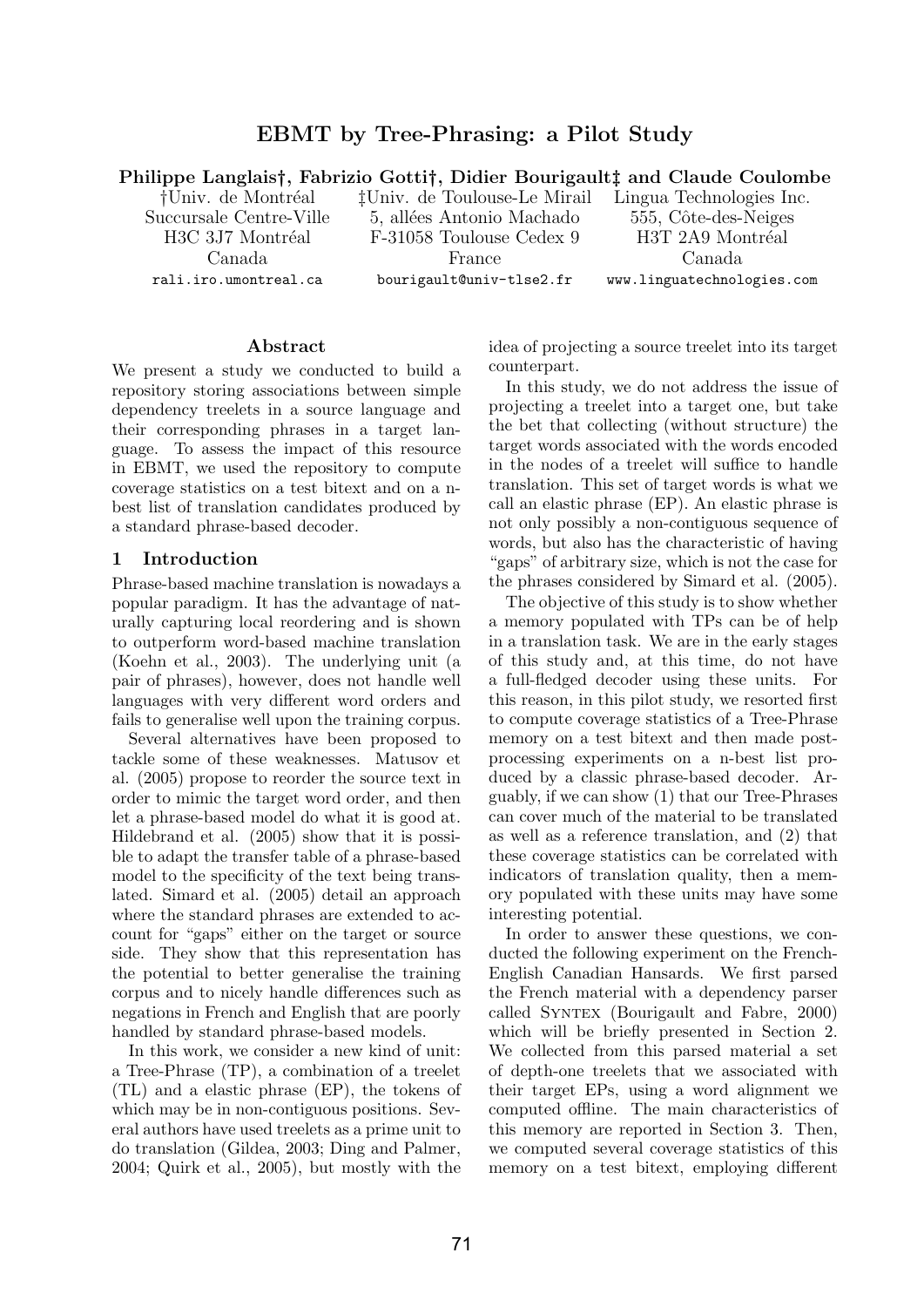# EBMT by Tree-Phrasing: a Pilot Study

**Philippe Langlais†, Fabrizio Gotti†, Didier Bourigault‡ and Claude Coulombe**

†Univ. de Montréal
Succursale Centre-Ville
H3C 3J7 Montréal
Canada
rali.iro.umontreal.ca

‡Univ. de Toulouse-Le Mirail
5, allées Antonio Machado
F-31058 Toulouse Cedex 9
France
bourigault@univ-tlse2.fr

Lingua Technologies Inc.
555, Côte-des-Neiges
H3T 2A9 Montréal
Canada
www.linguatechnologies.com

## Abstract

We present a study we conducted to build a repository storing associations between simple dependency treelets in a source language and their corresponding phrases in a target language. To assess the impact of this resource in EBMT, we used the repository to compute coverage statistics on a test bitext and on a n-best list of translation candidates produced by a standard phrase-based decoder.

## 1 Introduction

Phrase-based machine translation is nowadays a popular paradigm. It has the advantage of naturally capturing local reordering and is shown to outperform word-based machine translation (Koehn et al., 2003). The underlying unit (a pair of phrases), however, does not handle well languages with very different word orders and fails to generalise well upon the training corpus.

Several alternatives have been proposed to tackle some of these weaknesses. Matusov et al. (2005) propose to reorder the source text in order to mimic the target word order, and then let a phrase-based model do what it is good at. Hildebrand et al. (2005) show that it is possible to adapt the transfer table of a phrase-based model to the specificity of the text being translated. Simard et al. (2005) detail an approach where the standard phrases are extended to account for "gaps" either on the target or source side. They show that this representation has the potential to better generalise the training corpus and to nicely handle differences such as negations in French and English that are poorly handled by standard phrase-based models.

In this work, we consider a new kind of unit: a Tree-Phrase (TP), a combination of a treelet (TL) and a elastic phrase (EP), the tokens of which may be in non-contiguous positions. Several authors have used treelets as a prime unit to do translation (Gildea, 2003; Ding and Palmer, 2004; Quirk et al., 2005), but mostly with the idea of projecting a source treelet into its target counterpart.

In this study, we do not address the issue of projecting a treelet into a target one, but take the bet that collecting (without structure) the target words associated with the words encoded in the nodes of a treelet will suffice to handle translation. This set of target words is what we call an elastic phrase (EP). An elastic phrase is not only possibly a non-contiguous sequence of words, but also has the characteristic of having "gaps" of arbitrary size, which is not the case for the phrases considered by Simard et al. (2005).

The objective of this study is to show whether a memory populated with TPs can be of help in a translation task. We are in the early stages of this study and, at this time, do not have a full-fledged decoder using these units. For this reason, in this pilot study, we resorted first to compute coverage statistics of a Tree-Phrase memory on a test bitext and then made post-processing experiments on a n-best list produced by a classic phrase-based decoder. Arguably, if we can show (1) that our Tree-Phrases can cover much of the material to be translated as well as a reference translation, and (2) that these coverage statistics can be correlated with indicators of translation quality, then a memory populated with these units may have some interesting potential.

In order to answer these questions, we conducted the following experiment on the French-English Canadian Hansards. We first parsed the French material with a dependency parser called Syntex (Bourigault and Fabre, 2000) which will be briefly presented in Section 2. We collected from this parsed material a set of depth-one treelets that we associated with their target EPs, using a word alignment we computed offline. The main characteristics of this memory are reported in Section 3. Then, we computed several coverage statistics of this memory on a test bitext, employing different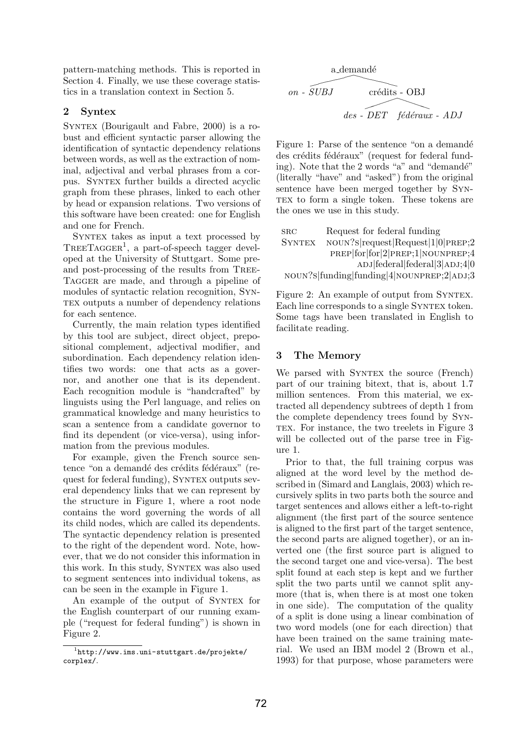pattern-matching methods. This is reported in Section 4. Finally, we use these coverage statistics in a translation context in Section 5.

## 2 Syntex

SYNTEX (Bourigault and Fabre, 2000) is a robust and efficient syntactic parser allowing the identification of syntactic dependency relations between words, as well as the extraction of nominal, adjectival and verbal phrases from a corpus. SYNTEX further builds a directed acyclic graph from these phrases, linked to each other by head or expansion relations. Two versions of this software have been created: one for English and one for French.

SYNTEX takes as input a text processed by TREETAGGER[1], a part-of-speech tagger developed at the University of Stuttgart. Some pre- and post-processing of the results from TREETAGGER are made, and through a pipeline of modules of syntactic relation recognition, SYNTEX outputs a number of dependency relations for each sentence.

Currently, the main relation types identified by this tool are subject, direct object, prepositional complement, adjectival modifier, and subordination. Each dependency relation identifies two words: one that acts as a governor, and another one that is its dependent. Each recognition module is "handcrafted" by linguists using the Perl language, and relies on grammatical knowledge and many heuristics to scan a sentence from a candidate governor to find its dependent (or vice-versa), using information from the previous modules.

For example, given the French source sentence "on a demandé des crédits fédéraux" (request for federal funding), SYNTEX outputs several dependency links that we can represent by the structure in Figure 1, where a root node contains the word governing the words of all its child nodes, which are called its dependents. The syntactic dependency relation is presented to the right of the dependent word. Note, however, that we do not consider this information in this work. In this study, SYNTEX was also used to segment sentences into individual tokens, as can be seen in the example in Figure 1.

An example of the output of SYNTEX for the English counterpart of our running example ("request for federal funding") is shown in Figure 2.

[1] http://www.ims.uni-stuttgart.de/projekte/corplex/.

```
                a_demandé
               /         \
     on - SUBJ            crédits - OBJ
                         /             \
                des - DET          fédéraux - ADJ
```

Figure 1: Parse of the sentence "on a demandé des crédits fédéraux" (request for federal funding). Note that the 2 words "a" and "demandé" (literally "have" and "asked") from the original sentence have been merged together by SYNTEX to form a single token. These tokens are the ones we use in this study.

```
SRC      Request for federal funding
SYNTEX   NOUN?S|request|Request|1|0|PREP;2
         PREP|for|for|2|PREP;1|NOUNPREP;4
         ADJ|federal|federal|3|ADJ;4|0
         NOUN?S|funding|funding|4|NOUNPREP;2|ADJ;3
```

Figure 2: An example of output from SYNTEX. Each line corresponds to a single SYNTEX token. Some tags have been translated in English to facilitate reading.

## 3 The Memory

We parsed with SYNTEX the source (French) part of our training bitext, that is, about 1.7 million sentences. From this material, we extracted all dependency subtrees of depth 1 from the complete dependency trees found by SYNTEX. For instance, the two treelets in Figure 3 will be collected out of the parse tree in Figure 1.

Prior to that, the full training corpus was aligned at the word level by the method described in (Simard and Langlais, 2003) which recursively splits in two parts both the source and target sentences and allows either a left-to-right alignment (the first part of the source sentence is aligned to the first part of the target sentence, the second parts are aligned together), or an inverted one (the first source part is aligned to the second target one and vice-versa). The best split found at each step is kept and we further split the two parts until we cannot split anymore (that is, when there is at most one token in one side). The computation of the quality of a split is done using a linear combination of two word models (one for each direction) that have been trained on the same training material. We used an IBM model 2 (Brown et al., 1993) for that purpose, whose parameters were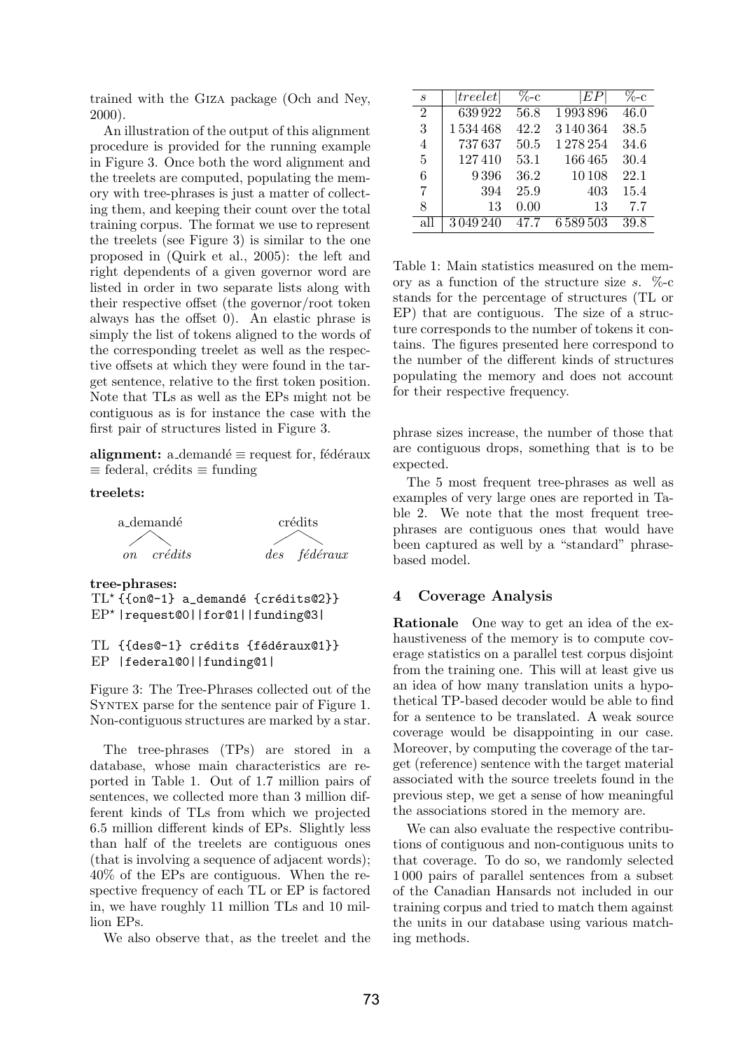trained with the Giza package (Och and Ney, 2000).

An illustration of the output of this alignment procedure is provided for the running example in Figure 3. Once both the word alignment and the treelets are computed, populating the memory with tree-phrases is just a matter of collecting them, and keeping their count over the total training corpus. The format we use to represent the treelets (see Figure 3) is similar to the one proposed in (Quirk et al., 2005): the left and right dependents of a given governor word are listed in order in two separate lists along with their respective offset (the governor/root token always has the offset 0). An elastic phrase is simply the list of tokens aligned to the words of the corresponding treelet as well as the respective offsets at which they were found in the target sentence, relative to the first token position. Note that TLs as well as the EPs might not be contiguous as is for instance the case with the first pair of structures listed in Figure 3.

**alignment:** a_demandé ≡ request for, fédéraux ≡ federal, crédits ≡ funding

**treelets:**

```
  a_demandé              crédits
   /     \               /     \
 on    crédits         des   fédéraux
```

**tree-phrases:**

```
TL* {{on@-1} a_demandé {crédits@2}}
EP* |request@0||for@1||funding@3|

TL  {{des@-1} crédits {fédéraux@1}}
EP  |federal@0||funding@1|
```

Figure 3: The Tree-Phrases collected out of the Syntex parse for the sentence pair of Figure 1. Non-contiguous structures are marked by a star.

The tree-phrases (TPs) are stored in a database, whose main characteristics are reported in Table 1. Out of 1.7 million pairs of sentences, we collected more than 3 million different kinds of TLs from which we projected 6.5 million different kinds of EPs. Slightly less than half of the treelets are contiguous ones (that is involving a sequence of adjacent words); 40% of the EPs are contiguous. When the respective frequency of each TL or EP is factored in, we have roughly 11 million TLs and 10 million EPs.

We also observe that, as the treelet and the phrase sizes increase, the number of those that are contiguous drops, something that is to be expected.

| $s$ | $\|treelet\|$ | %-c | $\|EP\|$ | %-c |
|---|---|---|---|---|
| 2 | 639 922 | 56.8 | 1 993 896 | 46.0 |
| 3 | 1 534 468 | 42.2 | 3 140 364 | 38.5 |
| 4 | 737 637 | 50.5 | 1 278 254 | 34.6 |
| 5 | 127 410 | 53.1 | 166 465 | 30.4 |
| 6 | 9 396 | 36.2 | 10 108 | 22.1 |
| 7 | 394 | 25.9 | 403 | 15.4 |
| 8 | 13 | 0.00 | 13 | 7.7 |
| all | 3 049 240 | 47.7 | 6 589 503 | 39.8 |

Table 1: Main statistics measured on the memory as a function of the structure size $s$. %-c stands for the percentage of structures (TL or EP) that are contiguous. The size of a structure corresponds to the number of tokens it contains. The figures presented here correspond to the number of the different kinds of structures populating the memory and does not account for their respective frequency.

The 5 most frequent tree-phrases as well as examples of very large ones are reported in Table 2. We note that the most frequent tree-phrases are contiguous ones that would have been captured as well by a "standard" phrase-based model.

## 4 Coverage Analysis

**Rationale** One way to get an idea of the exhaustiveness of the memory is to compute coverage statistics on a parallel test corpus disjoint from the training one. This will at least give us an idea of how many translation units a hypothetical TP-based decoder would be able to find for a sentence to be translated. A weak source coverage would be disappointing in our case. Moreover, by computing the coverage of the target (reference) sentence with the target material associated with the source treelets found in the previous step, we get a sense of how meaningful the associations stored in the memory are.

We can also evaluate the respective contributions of contiguous and non-contiguous units to that coverage. To do so, we randomly selected 1 000 pairs of parallel sentences from a subset of the Canadian Hansards not included in our training corpus and tried to match them against the units in our database using various matching methods.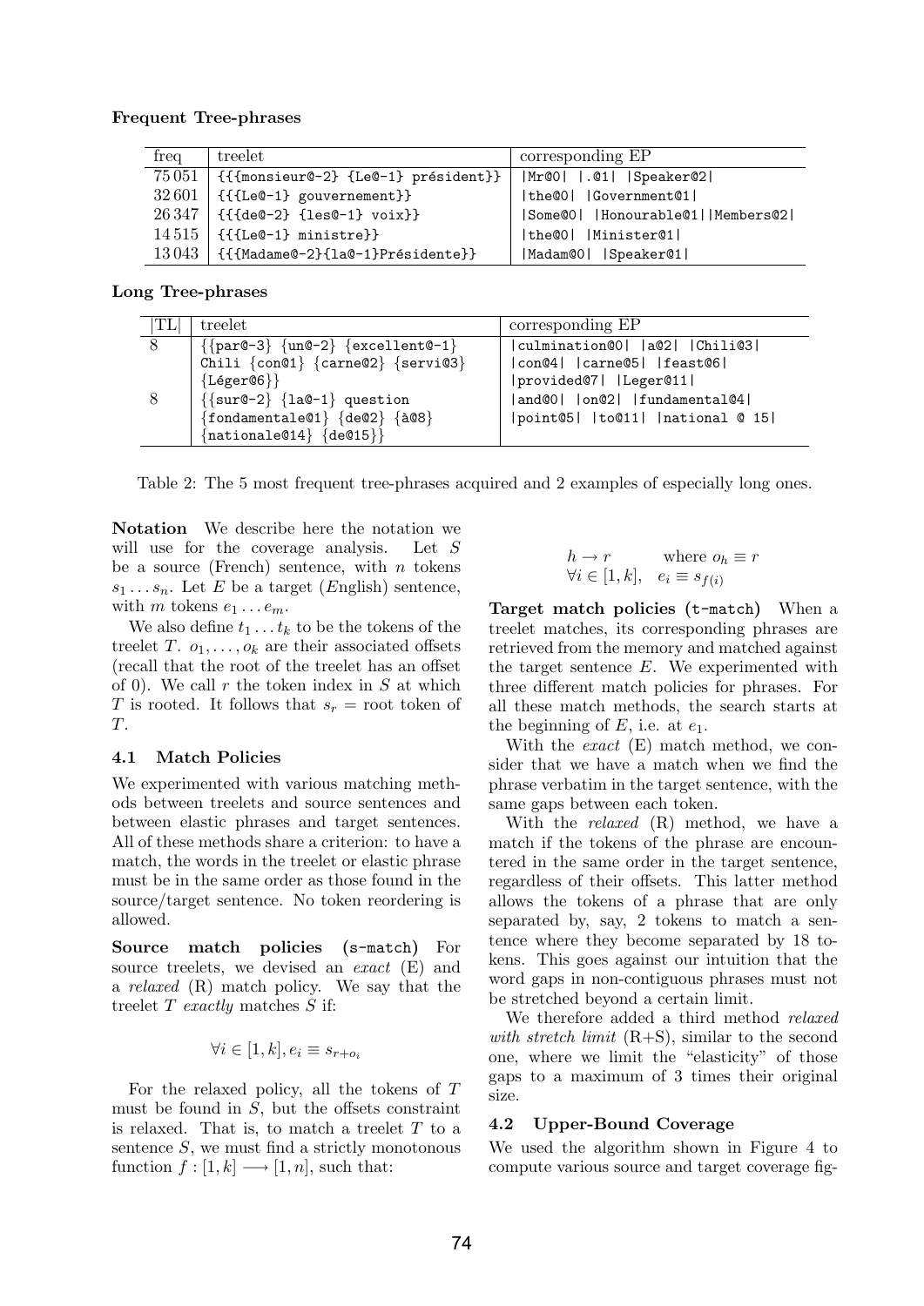**Frequent Tree-phrases**

| freq | treelet | corresponding EP |
|---|---|---|
| 75 051 | {{{monsieur@-2} {Le@-1} président}} | \|Mr@0\| \|.@1\| \|Speaker@2\| |
| 32 601 | {{{Le@-1} gouvernement}} | \|the@0\| \|Government@1\| |
| 26 347 | {{{de@-2} {les@-1} voix}} | \|Some@0\| \|Honourable@1\|\|Members@2\| |
| 14 515 | {{{Le@-1} ministre}} | \|the@0\| \|Minister@1\| |
| 13 043 | {{{Madame@-2}{la@-1}Présidente}} | \|Madam@0\| \|Speaker@1\| |

**Long Tree-phrases**

| \|TL\| | treelet | corresponding EP |
|---|---|---|
| 8 | {{par@-3} {un@-2} {excellent@-1} Chili {con@1} {carne@2} {servi@3} {Léger@6}} | \|culmination@0\| \|a@2\| \|Chili@3\| \|con@4\| \|carne@5\| \|feast@6\| \|provided@7\| \|Leger@11\| |
| 8 | {{sur@-2} {la@-1} question {fondamentale@1} {de@2} {à@8} {nationale@14} {de@15}} | \|and@0\| \|on@2\| \|fundamental@4\| \|point@5\| \|to@11\| \|national @ 15\| |

Table 2: The 5 most frequent tree-phrases acquired and 2 examples of especially long ones.

**Notation** We describe here the notation we will use for the coverage analysis. Let $S$ be a source (French) sentence, with $n$ tokens $s_1 \dots s_n$. Let $E$ be a target (English) sentence, with $m$ tokens $e_1 \dots e_m$.

We also define $t_1 \dots t_k$ to be the tokens of the treelet $T$. $o_1, \dots, o_k$ are their associated offsets (recall that the root of the treelet has an offset of 0). We call $r$ the token index in $S$ at which $T$ is rooted. It follows that $s_r$ = root token of $T$.

### 4.1 Match Policies

We experimented with various matching methods between treelets and source sentences and between elastic phrases and target sentences. All of these methods share a criterion: to have a match, the words in the treelet or elastic phrase must be in the same order as those found in the source/target sentence. No token reordering is allowed.

**Source match policies (s-match)** For source treelets, we devised an *exact* (E) and a *relaxed* (R) match policy. We say that the treelet $T$ *exactly* matches $S$ if:

$$\forall i \in [1, k], e_i \equiv s_{r+o_i}$$

For the relaxed policy, all the tokens of $T$ must be found in $S$, but the offsets constraint is relaxed. That is, to match a treelet $T$ to a sentence $S$, we must find a strictly monotonous function $f : [1, k] \longrightarrow [1, n]$, such that:

$$h \rightarrow r \qquad \text{where } o_h \equiv r$$
$$\forall i \in [1, k], \quad e_i \equiv s_{f(i)}$$

**Target match policies (t-match)** When a treelet matches, its corresponding phrases are retrieved from the memory and matched against the target sentence $E$. We experimented with three different match policies for phrases. For all these match methods, the search starts at the beginning of $E$, i.e. at $e_1$.

With the *exact* (E) match method, we consider that we have a match when we find the phrase verbatim in the target sentence, with the same gaps between each token.

With the *relaxed* (R) method, we have a match if the tokens of the phrase are encountered in the same order in the target sentence, regardless of their offsets. This latter method allows the tokens of a phrase that are only separated by, say, 2 tokens to match a sentence where they become separated by 18 tokens. This goes against our intuition that the word gaps in non-contiguous phrases must not be stretched beyond a certain limit.

We therefore added a third method *relaxed with stretch limit* (R+S), similar to the second one, where we limit the "elasticity" of those gaps to a maximum of 3 times their original size.

### 4.2 Upper-Bound Coverage

We used the algorithm shown in Figure 4 to compute various source and target coverage fig-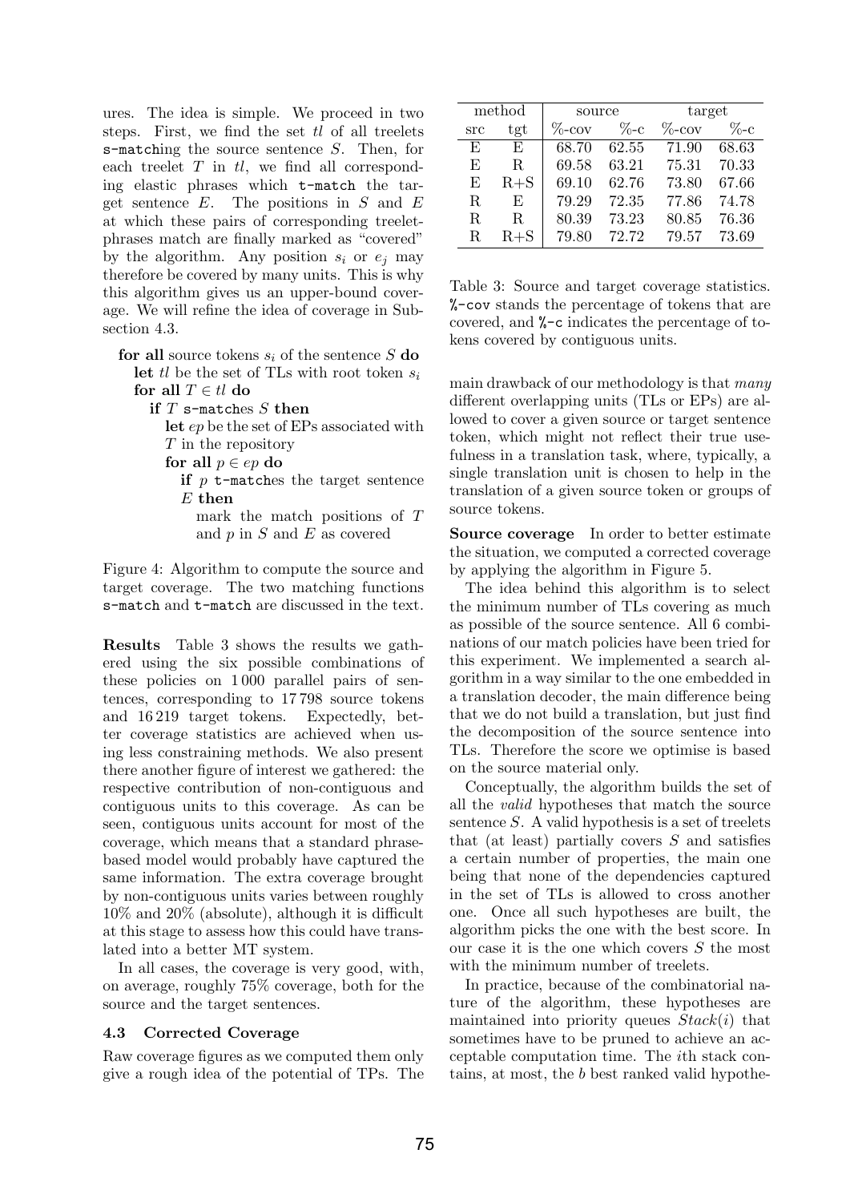ures. The idea is simple. We proceed in two steps. First, we find the set $tl$ of all treelets s-matching the source sentence $S$. Then, for each treelet $T$ in $tl$, we find all corresponding elastic phrases which t-match the target sentence $E$. The positions in $S$ and $E$ at which these pairs of corresponding treelet-phrases match are finally marked as "covered" by the algorithm. Any position $s_i$ or $e_j$ may therefore be covered by many units. This is why this algorithm gives us an upper-bound coverage. We will refine the idea of coverage in Subsection 4.3.

```
for all source tokens s_i of the sentence S do
  let tl be the set of TLs with root token s_i
  for all T ∈ tl do
    if T s-matches S then
      let ep be the set of EPs associated with
      T in the repository
      for all p ∈ ep do
        if p t-matches the target sentence
        E then
          mark the match positions of T
          and p in S and E as covered
```

Figure 4: Algorithm to compute the source and target coverage. The two matching functions s-match and t-match are discussed in the text.

**Results** Table 3 shows the results we gathered using the six possible combinations of these policies on 1 000 parallel pairs of sentences, corresponding to 17 798 source tokens and 16 219 target tokens. Expectedly, better coverage statistics are achieved when using less constraining methods. We also present there another figure of interest we gathered: the respective contribution of non-contiguous and contiguous units to this coverage. As can be seen, contiguous units account for most of the coverage, which means that a standard phrase-based model would probably have captured the same information. The extra coverage brought by non-contiguous units varies between roughly 10% and 20% (absolute), although it is difficult at this stage to assess how this could have translated into a better MT system.

In all cases, the coverage is very good, with, on average, roughly 75% coverage, both for the source and the target sentences.

### 4.3 Corrected Coverage

Raw coverage figures as we computed them only give a rough idea of the potential of TPs. The main drawback of our methodology is that *many* different overlapping units (TLs or EPs) are allowed to cover a given source or target sentence token, which might not reflect their true usefulness in a translation task, where, typically, a single translation unit is chosen to help in the translation of a given source token or groups of source tokens.

| method | | source | | target | |
|---|---|---|---|---|---|
| src | tgt | %-cov | %-c | %-cov | %-c |
| E | E | 68.70 | 62.55 | 71.90 | 68.63 |
| E | R | 69.58 | 63.21 | 75.31 | 70.33 |
| E | R+S | 69.10 | 62.76 | 73.80 | 67.66 |
| R | E | 79.29 | 72.35 | 77.86 | 74.78 |
| R | R | 80.39 | 73.23 | 80.85 | 76.36 |
| R | R+S | 79.80 | 72.72 | 79.57 | 73.69 |

Table 3: Source and target coverage statistics. %-cov stands the percentage of tokens that are covered, and %-c indicates the percentage of tokens covered by contiguous units.

**Source coverage** In order to better estimate the situation, we computed a corrected coverage by applying the algorithm in Figure 5.

The idea behind this algorithm is to select the minimum number of TLs covering as much as possible of the source sentence. All 6 combinations of our match policies have been tried for this experiment. We implemented a search algorithm in a way similar to the one embedded in a translation decoder, the main difference being that we do not build a translation, but just find the decomposition of the source sentence into TLs. Therefore the score we optimise is based on the source material only.

Conceptually, the algorithm builds the set of all the *valid* hypotheses that match the source sentence $S$. A valid hypothesis is a set of treelets that (at least) partially covers $S$ and satisfies a certain number of properties, the main one being that none of the dependencies captured in the set of TLs is allowed to cross another one. Once all such hypotheses are built, the algorithm picks the one with the best score. In our case it is the one which covers $S$ the most with the minimum number of treelets.

In practice, because of the combinatorial nature of the algorithm, these hypotheses are maintained into priority queues $Stack(i)$ that sometimes have to be pruned to achieve an acceptable computation time. The $i$th stack contains, at most, the $b$ best ranked valid hypothe-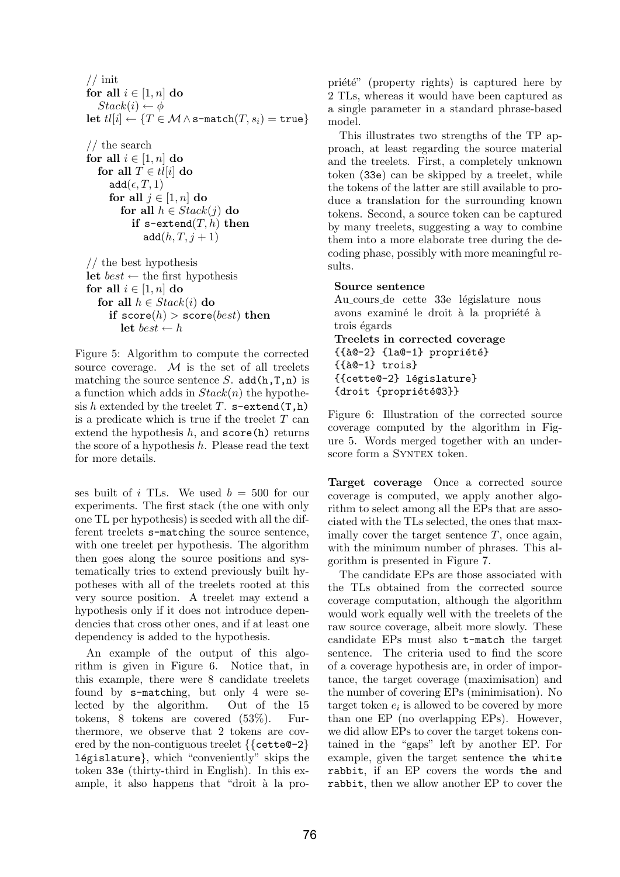```
// init
for all i ∈ [1, n] do
    Stack(i) ← φ
let tl[i] ← {T ∈ M ∧ s-match(T, s_i) = true}

// the search
for all i ∈ [1, n] do
    for all T ∈ tl[i] do
        add(ε, T, 1)
        for all j ∈ [1, n] do
            for all h ∈ Stack(j) do
                if s-extend(T, h) then
                    add(h, T, j + 1)

// the best hypothesis
let best ← the first hypothesis
for all i ∈ [1, n] do
    for all h ∈ Stack(i) do
        if score(h) > score(best) then
            let best ← h
```

Figure 5: Algorithm to compute the corrected source coverage. $\mathcal{M}$ is the set of all treelets matching the source sentence $S$. `add(h,T,n)` is a function which adds in $Stack(n)$ the hypothesis $h$ extended by the treelet $T$. `s-extend(T,h)` is a predicate which is true if the treelet $T$ can extend the hypothesis $h$, and `score(h)` returns the score of a hypothesis $h$. Please read the text for more details.

ses built of $i$ TLs. We used $b = 500$ for our experiments. The first stack (the one with only one TL per hypothesis) is seeded with all the different treelets `s-match`ing the source sentence, with one treelet per hypothesis. The algorithm then goes along the source positions and systematically tries to extend previously built hypotheses with all of the treelets rooted at this very source position. A treelet may extend a hypothesis only if it does not introduce dependencies that cross other ones, and if at least one dependency is added to the hypothesis.

An example of the output of this algorithm is given in Figure 6. Notice that, in this example, there were 8 candidate treelets found by `s-match`ing, but only 4 were selected by the algorithm. Out of the 15 tokens, 8 tokens are covered (53%). Furthermore, we observe that 2 tokens are covered by the non-contiguous treelet {{`cette@-2`} `législature`}, which "conveniently" skips the token `33e` (thirty-third in English). In this example, it also happens that "droit à la propriété" (property rights) is captured here by 2 TLs, whereas it would have been captured as a single parameter in a standard phrase-based model.

This illustrates two strengths of the TP approach, at least regarding the source material and the treelets. First, a completely unknown token (`33e`) can be skipped by a treelet, while the tokens of the latter are still available to produce a translation for the surrounding known tokens. Second, a source token can be captured by many treelets, suggesting a way to combine them into a more elaborate tree during the decoding phase, possibly with more meaningful results.

**Source sentence**
Au_cours_de cette 33e législature nous avons examiné le droit à la propriété à trois égards
**Treelets in corrected coverage**
`{{à@-2} {la@-1} propriété}`
`{{à@-1} trois}`
`{{cette@-2} législature}`
`{droit {propriété@3}}`

Figure 6: Illustration of the corrected source coverage computed by the algorithm in Figure 5. Words merged together with an underscore form a SYNTEX token.

**Target coverage** Once a corrected source coverage is computed, we apply another algorithm to select among all the EPs that are associated with the TLs selected, the ones that maximally cover the target sentence $T$, once again, with the minimum number of phrases. This algorithm is presented in Figure 7.

The candidate EPs are those associated with the TLs obtained from the corrected source coverage computation, although the algorithm would work equally well with the treelets of the raw source coverage, albeit more slowly. These candidate EPs must also `t-match` the target sentence. The criteria used to find the score of a coverage hypothesis are, in order of importance, the target coverage (maximisation) and the number of covering EPs (minimisation). No target token $e_i$ is allowed to be covered by more than one EP (no overlapping EPs). However, we did allow EPs to cover the target tokens contained in the "gaps" left by another EP. For example, given the target sentence `the white rabbit`, if an EP covers the words `the` and `rabbit`, then we allow another EP to cover the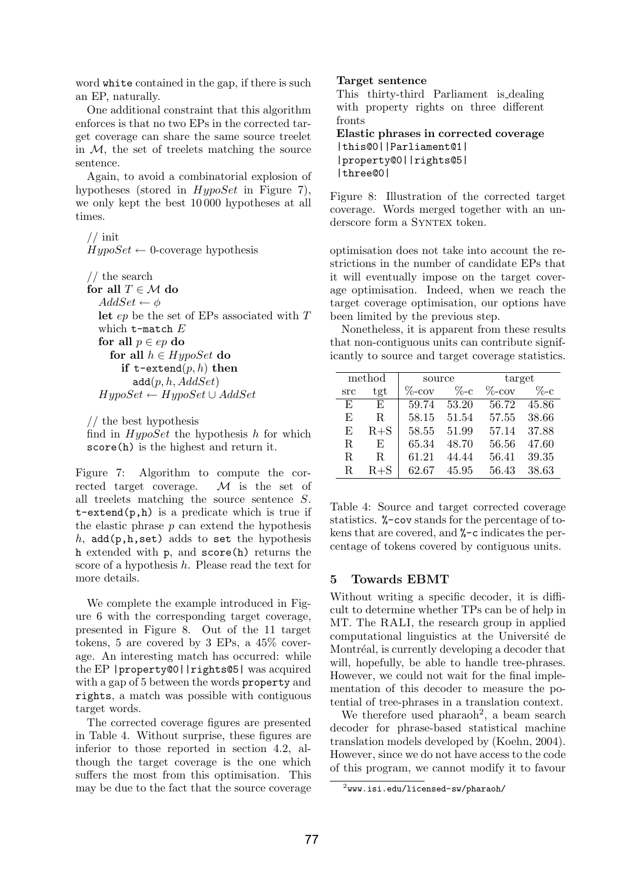word white contained in the gap, if there is such an EP, naturally.

One additional constraint that this algorithm enforces is that no two EPs in the corrected target coverage can share the same source treelet in $\mathcal{M}$, the set of treelets matching the source sentence.

Again, to avoid a combinatorial explosion of hypotheses (stored in $HypoSet$ in Figure 7), we only kept the best 10 000 hypotheses at all times.

```
// init
HypoSet ← 0-coverage hypothesis

// the search
for all T ∈ M do
  AddSet ← φ
  let ep be the set of EPs associated with T
  which t-match E
  for all p ∈ ep do
    for all h ∈ HypoSet do
      if t-extend(p, h) then
        add(p, h, AddSet)
  HypoSet ← HypoSet ∪ AddSet

// the best hypothesis
find in HypoSet the hypothesis h for which
score(h) is the highest and return it.
```

Figure 7: Algorithm to compute the corrected target coverage. $\mathcal{M}$ is the set of all treelets matching the source sentence $S$. t-extend(p,h) is a predicate which is true if the elastic phrase $p$ can extend the hypothesis $h$, add(p,h,set) adds to set the hypothesis h extended with p, and score(h) returns the score of a hypothesis $h$. Please read the text for more details.

We complete the example introduced in Figure 6 with the corresponding target coverage, presented in Figure 8. Out of the 11 target tokens, 5 are covered by 3 EPs, a 45% coverage. An interesting match has occurred: while the EP |property@0||rights@5| was acquired with a gap of 5 between the words property and rights, a match was possible with contiguous target words.

The corrected coverage figures are presented in Table 4. Without surprise, these figures are inferior to those reported in section 4.2, although the target coverage is the one which suffers the most from this optimisation. This may be due to the fact that the source coverage optimisation does not take into account the restrictions in the number of candidate EPs that it will eventually impose on the target coverage optimisation. Indeed, when we reach the target coverage optimisation, our options have been limited by the previous step.

**Target sentence**
This thirty-third Parliament is_dealing with property rights on three different fronts
**Elastic phrases in corrected coverage**
|this@0||Parliament@1|
|property@0||rights@5|
|three@0|

Figure 8: Illustration of the corrected target coverage. Words merged together with an underscore form a SYNTEX token.

Nonetheless, it is apparent from these results that non-contiguous units can contribute significantly to source and target coverage statistics.

| method | | source | | target | |
|---|---|---|---|---|---|
| src | tgt | %-cov | %-c | %-cov | %-c |
| E | E | 59.74 | 53.20 | 56.72 | 45.86 |
| E | R | 58.15 | 51.54 | 57.55 | 38.66 |
| E | R+S | 58.55 | 51.99 | 57.14 | 37.88 |
| R | E | 65.34 | 48.70 | 56.56 | 47.60 |
| R | R | 61.21 | 44.44 | 56.41 | 39.35 |
| R | R+S | 62.67 | 45.95 | 56.43 | 38.63 |

Table 4: Source and target corrected coverage statistics. %-cov stands for the percentage of tokens that are covered, and %-c indicates the percentage of tokens covered by contiguous units.

## 5 Towards EBMT

Without writing a specific decoder, it is difficult to determine whether TPs can be of help in MT. The RALI, the research group in applied computational linguistics at the Université de Montréal, is currently developing a decoder that will, hopefully, be able to handle tree-phrases. However, we could not wait for the final implementation of this decoder to measure the potential of tree-phrases in a translation context.

We therefore used pharaoh[2], a beam search decoder for phrase-based statistical machine translation models developed by (Koehn, 2004). However, since we do not have access to the code of this program, we cannot modify it to favour

[2] www.isi.edu/licensed-sw/pharaoh/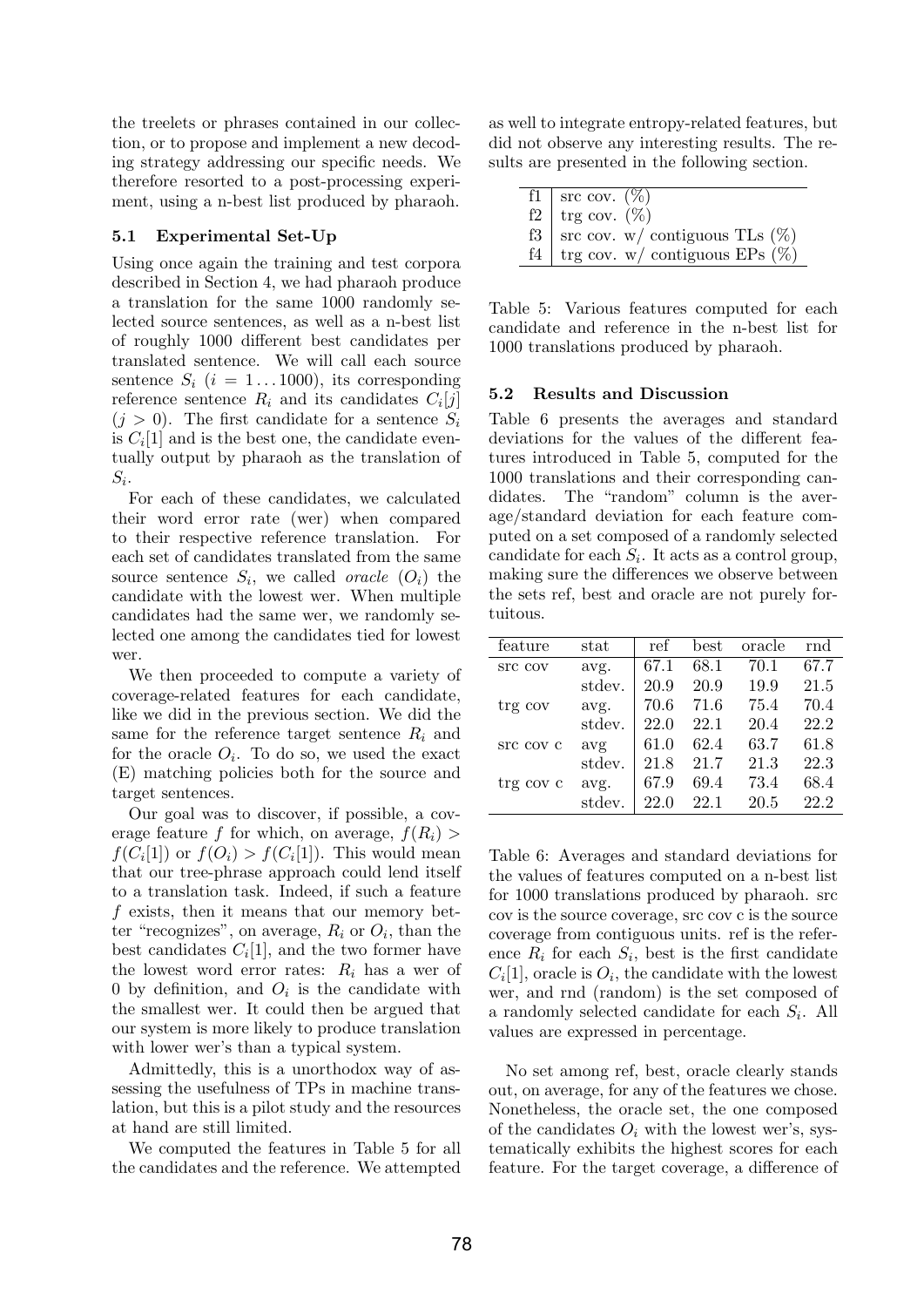the treelets or phrases contained in our collection, or to propose and implement a new decoding strategy addressing our specific needs. We therefore resorted to a post-processing experiment, using a n-best list produced by pharaoh.

### 5.1 Experimental Set-Up

Using once again the training and test corpora described in Section 4, we had pharaoh produce a translation for the same 1000 randomly selected source sentences, as well as a n-best list of roughly 1000 different best candidates per translated sentence. We will call each source sentence $S_i$ ($i = 1 \ldots 1000$), its corresponding reference sentence $R_i$ and its candidates $C_i[j]$ ($j > 0$). The first candidate for a sentence $S_i$ is $C_i[1]$ and is the best one, the candidate eventually output by pharaoh as the translation of $S_i$.

For each of these candidates, we calculated their word error rate (wer) when compared to their respective reference translation. For each set of candidates translated from the same source sentence $S_i$, we called *oracle* ($O_i$) the candidate with the lowest wer. When multiple candidates had the same wer, we randomly selected one among the candidates tied for lowest wer.

We then proceeded to compute a variety of coverage-related features for each candidate, like we did in the previous section. We did the same for the reference target sentence $R_i$ and for the oracle $O_i$. To do so, we used the exact (E) matching policies both for the source and target sentences.

Our goal was to discover, if possible, a coverage feature $f$ for which, on average, $f(R_i) > f(C_i[1])$ or $f(O_i) > f(C_i[1])$. This would mean that our tree-phrase approach could lend itself to a translation task. Indeed, if such a feature $f$ exists, then it means that our memory better "recognizes", on average, $R_i$ or $O_i$, than the best candidates $C_i[1]$, and the two former have the lowest word error rates: $R_i$ has a wer of 0 by definition, and $O_i$ is the candidate with the smallest wer. It could then be argued that our system is more likely to produce translation with lower wer's than a typical system.

Admittedly, this is a unorthodox way of assessing the usefulness of TPs in machine translation, but this is a pilot study and the resources at hand are still limited.

We computed the features in Table 5 for all the candidates and the reference. We attempted as well to integrate entropy-related features, but did not observe any interesting results. The results are presented in the following section.

| | |
|---|---|
| f1 | src cov. (%) |
| f2 | trg cov. (%) |
| f3 | src cov. w/ contiguous TLs (%) |
| f4 | trg cov. w/ contiguous EPs (%) |

Table 5: Various features computed for each candidate and reference in the n-best list for 1000 translations produced by pharaoh.

### 5.2 Results and Discussion

Table 6 presents the averages and standard deviations for the values of the different features introduced in Table 5, computed for the 1000 translations and their corresponding candidates. The "random" column is the average/standard deviation for each feature computed on a set composed of a randomly selected candidate for each $S_i$. It acts as a control group, making sure the differences we observe between the sets ref, best and oracle are not purely fortuitous.

| feature | stat | ref | best | oracle | rnd |
|---|---|---|---|---|---|
| src cov | avg. | 67.1 | 68.1 | 70.1 | 67.7 |
| | stdev. | 20.9 | 20.9 | 19.9 | 21.5 |
| trg cov | avg. | 70.6 | 71.6 | 75.4 | 70.4 |
| | stdev. | 22.0 | 22.1 | 20.4 | 22.2 |
| src cov c | avg | 61.0 | 62.4 | 63.7 | 61.8 |
| | stdev. | 21.8 | 21.7 | 21.3 | 22.3 |
| trg cov c | avg. | 67.9 | 69.4 | 73.4 | 68.4 |
| | stdev. | 22.0 | 22.1 | 20.5 | 22.2 |

Table 6: Averages and standard deviations for the values of features computed on a n-best list for 1000 translations produced by pharaoh. src cov is the source coverage, src cov c is the source coverage from contiguous units. ref is the reference $R_i$ for each $S_i$, best is the first candidate $C_i[1]$, oracle is $O_i$, the candidate with the lowest wer, and rnd (random) is the set composed of a randomly selected candidate for each $S_i$. All values are expressed in percentage.

No set among ref, best, oracle clearly stands out, on average, for any of the features we chose. Nonetheless, the oracle set, the one composed of the candidates $O_i$ with the lowest wer's, systematically exhibits the highest scores for each feature. For the target coverage, a difference of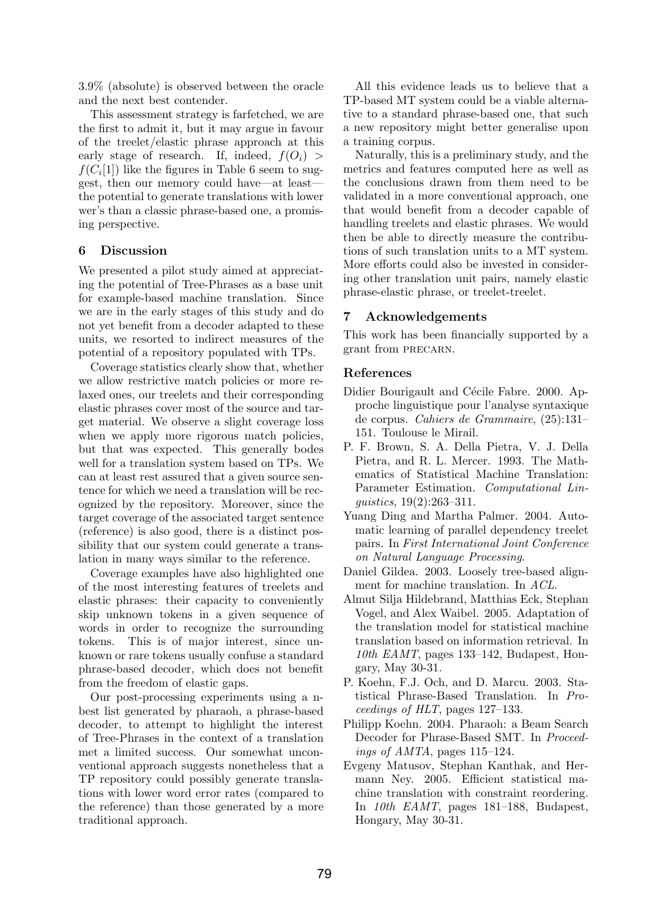3.9% (absolute) is observed between the oracle and the next best contender.

This assessment strategy is farfetched, we are the first to admit it, but it may argue in favour of the treelet/elastic phrase approach at this early stage of research. If, indeed, $f(O_i) > f(C_i[1])$ like the figures in Table 6 seem to suggest, then our memory could have—at least—the potential to generate translations with lower wer's than a classic phrase-based one, a promising perspective.

## 6 Discussion

We presented a pilot study aimed at appreciating the potential of Tree-Phrases as a base unit for example-based machine translation. Since we are in the early stages of this study and do not yet benefit from a decoder adapted to these units, we resorted to indirect measures of the potential of a repository populated with TPs.

Coverage statistics clearly show that, whether we allow restrictive match policies or more relaxed ones, our treelets and their corresponding elastic phrases cover most of the source and target material. We observe a slight coverage loss when we apply more rigorous match policies, but that was expected. This generally bodes well for a translation system based on TPs. We can at least rest assured that a given source sentence for which we need a translation will be recognized by the repository. Moreover, since the target coverage of the associated target sentence (reference) is also good, there is a distinct possibility that our system could generate a translation in many ways similar to the reference.

Coverage examples have also highlighted one of the most interesting features of treelets and elastic phrases: their capacity to conveniently skip unknown tokens in a given sequence of words in order to recognize the surrounding tokens. This is of major interest, since unknown or rare tokens usually confuse a standard phrase-based decoder, which does not benefit from the freedom of elastic gaps.

Our post-processing experiments using a n-best list generated by pharaoh, a phrase-based decoder, to attempt to highlight the interest of Tree-Phrases in the context of a translation met a limited success. Our somewhat unconventional approach suggests nonetheless that a TP repository could possibly generate translations with lower word error rates (compared to the reference) than those generated by a more traditional approach.

All this evidence leads us to believe that a TP-based MT system could be a viable alternative to a standard phrase-based one, that such a new repository might better generalise upon a training corpus.

Naturally, this is a preliminary study, and the metrics and features computed here as well as the conclusions drawn from them need to be validated in a more conventional approach, one that would benefit from a decoder capable of handling treelets and elastic phrases. We would then be able to directly measure the contributions of such translation units to a MT system. More efforts could also be invested in considering other translation unit pairs, namely elastic phrase-elastic phrase, or treelet-treelet.

## 7 Acknowledgements

This work has been financially supported by a grant from PRECARN.

## References

Didier Bourigault and Cécile Fabre. 2000. Approche linguistique pour l'analyse syntaxique de corpus. *Cahiers de Grammaire*, (25):131–151. Toulouse le Mirail.

P. F. Brown, S. A. Della Pietra, V. J. Della Pietra, and R. L. Mercer. 1993. The Mathematics of Statistical Machine Translation: Parameter Estimation. *Computational Linguistics*, 19(2):263–311.

Yuang Ding and Martha Palmer. 2004. Automatic learning of parallel dependency treelet pairs. In *First International Joint Conference on Natural Language Processing*.

Daniel Gildea. 2003. Loosely tree-based alignment for machine translation. In *ACL*.

Almut Silja Hildebrand, Matthias Eck, Stephan Vogel, and Alex Waibel. 2005. Adaptation of the translation model for statistical machine translation based on information retrieval. In *10th EAMT*, pages 133–142, Budapest, Hongary, May 30-31.

P. Koehn, F.J. Och, and D. Marcu. 2003. Statistical Phrase-Based Translation. In *Proceedings of HLT*, pages 127–133.

Philipp Koehn. 2004. Pharaoh: a Beam Search Decoder for Phrase-Based SMT. In *Proceedings of AMTA*, pages 115–124.

Evgeny Matusov, Stephan Kanthak, and Hermann Ney. 2005. Efficient statistical machine translation with constraint reordering. In *10th EAMT*, pages 181–188, Budapest, Hongary, May 30-31.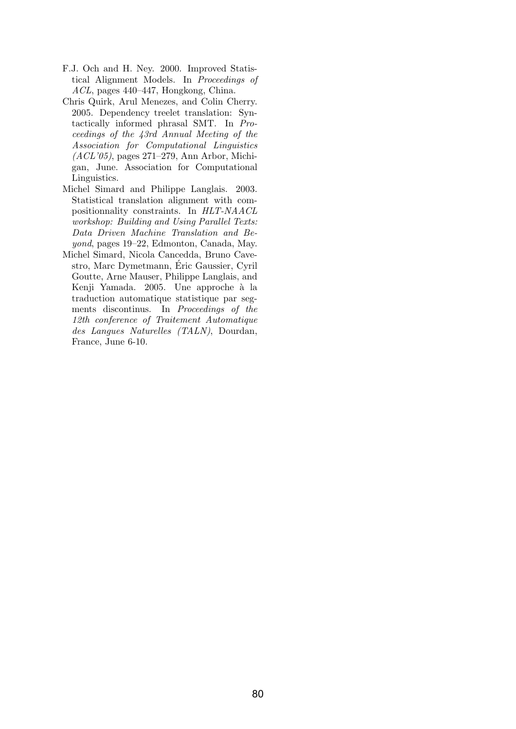F.J. Och and H. Ney. 2000. Improved Statistical Alignment Models. In *Proceedings of ACL*, pages 440–447, Hongkong, China.

Chris Quirk, Arul Menezes, and Colin Cherry. 2005. Dependency treelet translation: Syntactically informed phrasal SMT. In *Proceedings of the 43rd Annual Meeting of the Association for Computational Linguistics (ACL'05)*, pages 271–279, Ann Arbor, Michigan, June. Association for Computational Linguistics.

Michel Simard and Philippe Langlais. 2003. Statistical translation alignment with compositionnality constraints. In *HLT-NAACL workshop: Building and Using Parallel Texts: Data Driven Machine Translation and Beyond*, pages 19–22, Edmonton, Canada, May.

Michel Simard, Nicola Cancedda, Bruno Cavestro, Marc Dymetmann, Éric Gaussier, Cyril Goutte, Arne Mauser, Philippe Langlais, and Kenji Yamada. 2005. Une approche à la traduction automatique statistique par segments discontinus. In *Proceedings of the 12th conference of Traitement Automatique des Langues Naturelles (TALN)*, Dourdan, France, June 6-10.